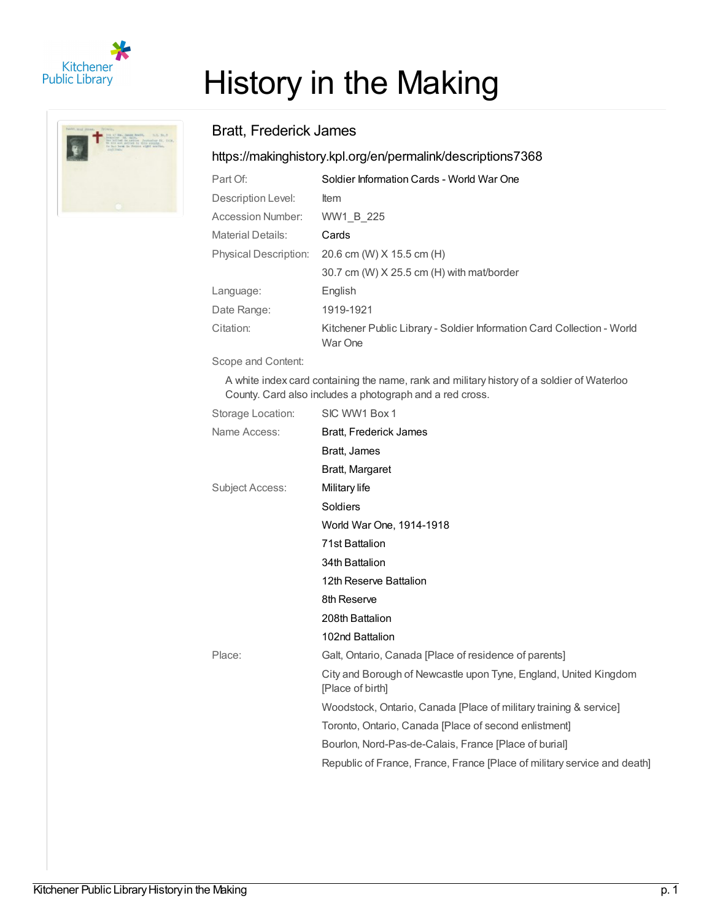# History in the Making

## Bratt, Frederick James

https://makinghistory.kpl.org/en/permalink/descriptions7368

| | |
|---|---|
| Part Of: | Soldier Information Cards - World War One |
| Description Level: | Item |
| Accession Number: | WW1_B_225 |
| Material Details: | Cards |
| Physical Description: | 20.6 cm (W) X 15.5 cm (H) |
| | 30.7 cm (W) X 25.5 cm (H) with mat/border |
| Language: | English |
| Date Range: | 1919-1921 |
| Citation: | Kitchener Public Library - Soldier Information Card Collection - World War One |

Scope and Content:

A white index card containing the name, rank and military history of a soldier of Waterloo County. Card also includes a photograph and a red cross.

| | |
|---|---|
| Storage Location: | SIC WW1 Box 1 |
| Name Access: | Bratt, Frederick James |
| | Bratt, James |
| | Bratt, Margaret |
| Subject Access: | Military life |
| | Soldiers |
| | World War One, 1914-1918 |
| | 71st Battalion |
| | 34th Battalion |
| | 12th Reserve Battalion |
| | 8th Reserve |
| | 208th Battalion |
| | 102nd Battalion |
| Place: | Galt, Ontario, Canada [Place of residence of parents] |
| | City and Borough of Newcastle upon Tyne, England, United Kingdom [Place of birth] |
| | Woodstock, Ontario, Canada [Place of military training & service] |
| | Toronto, Ontario, Canada [Place of second enlistment] |
| | Bourlon, Nord-Pas-de-Calais, France [Place of burial] |
| | Republic of France, France, France [Place of military service and death] |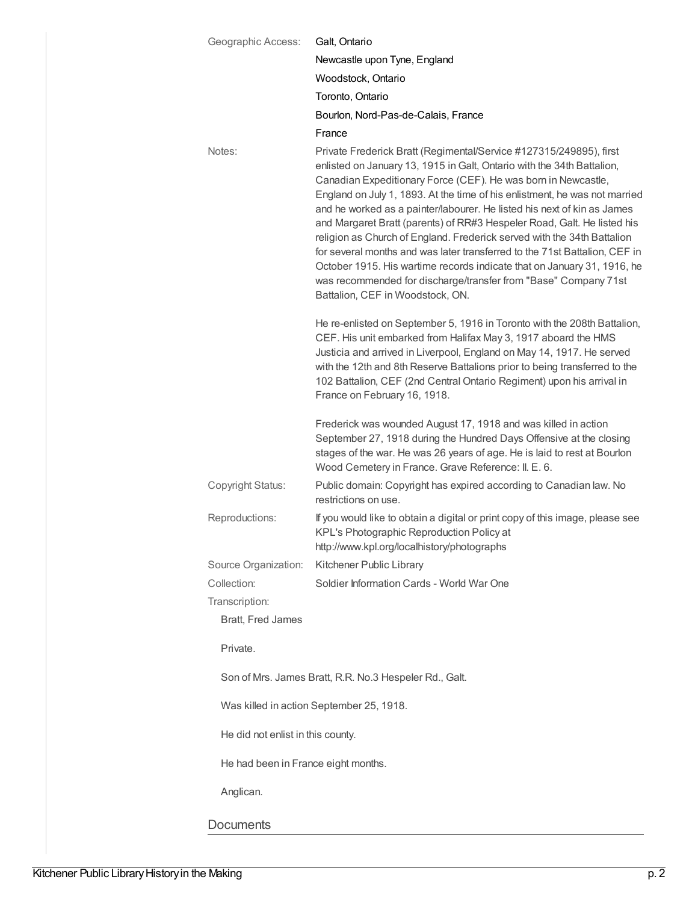Geographic Access: Galt, Ontario

Newcastle upon Tyne, England

Woodstock, Ontario

Toronto, Ontario

Bourlon, Nord-Pas-de-Calais, France

France

Notes: Private Frederick Bratt (Regimental/Service #127315/249895), first enlisted on January 13, 1915 in Galt, Ontario with the 34th Battalion, Canadian Expeditionary Force (CEF). He was born in Newcastle, England on July 1, 1893. At the time of his enlistment, he was not married and he worked as a painter/labourer. He listed his next of kin as James and Margaret Bratt (parents) of RR#3 Hespeler Road, Galt. He listed his religion as Church of England. Frederick served with the 34th Battalion for several months and was later transferred to the 71st Battalion, CEF in October 1915. His wartime records indicate that on January 31, 1916, he was recommended for discharge/transfer from "Base" Company 71st Battalion, CEF in Woodstock, ON.

He re-enlisted on September 5, 1916 in Toronto with the 208th Battalion, CEF. His unit embarked from Halifax May 3, 1917 aboard the HMS Justicia and arrived in Liverpool, England on May 14, 1917. He served with the 12th and 8th Reserve Battalions prior to being transferred to the 102 Battalion, CEF (2nd Central Ontario Regiment) upon his arrival in France on February 16, 1918.

Frederick was wounded August 17, 1918 and was killed in action September 27, 1918 during the Hundred Days Offensive at the closing stages of the war. He was 26 years of age. He is laid to rest at Bourlon Wood Cemetery in France. Grave Reference: II. E. 6.

Copyright Status: Public domain: Copyright has expired according to Canadian law. No restrictions on use.

Reproductions: If you would like to obtain a digital or print copy of this image, please see KPL's Photographic Reproduction Policy at http://www.kpl.org/localhistory/photographs

Source Organization: Kitchener Public Library

Collection: Soldier Information Cards - World War One

Transcription:

Bratt, Fred James

Private.

Son of Mrs. James Bratt, R.R. No.3 Hespeler Rd., Galt.

Was killed in action September 25, 1918.

He did not enlist in this county.

He had been in France eight months.

Anglican.

## Documents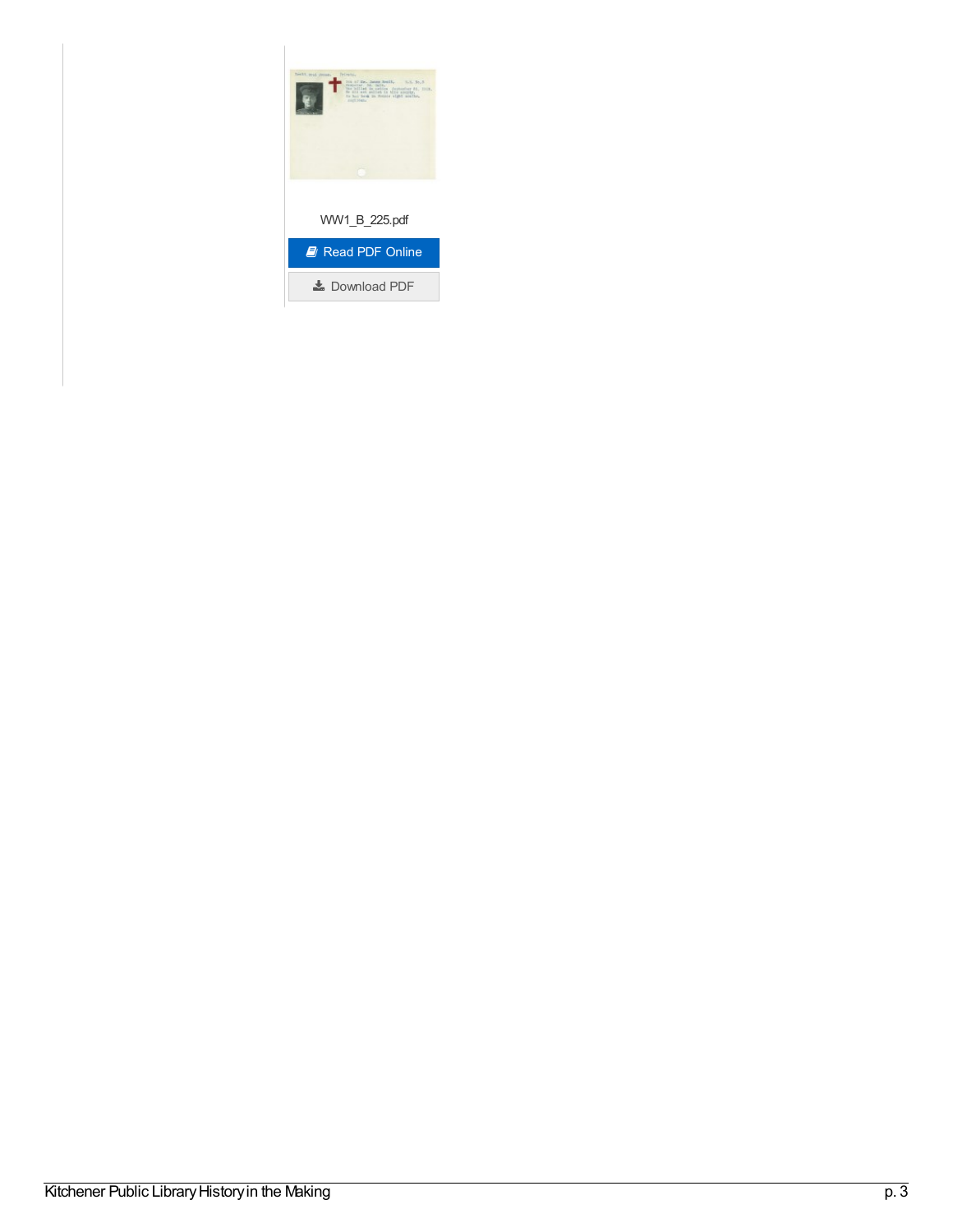WW1_B_225.pdf

Read PDF Online

Download PDF